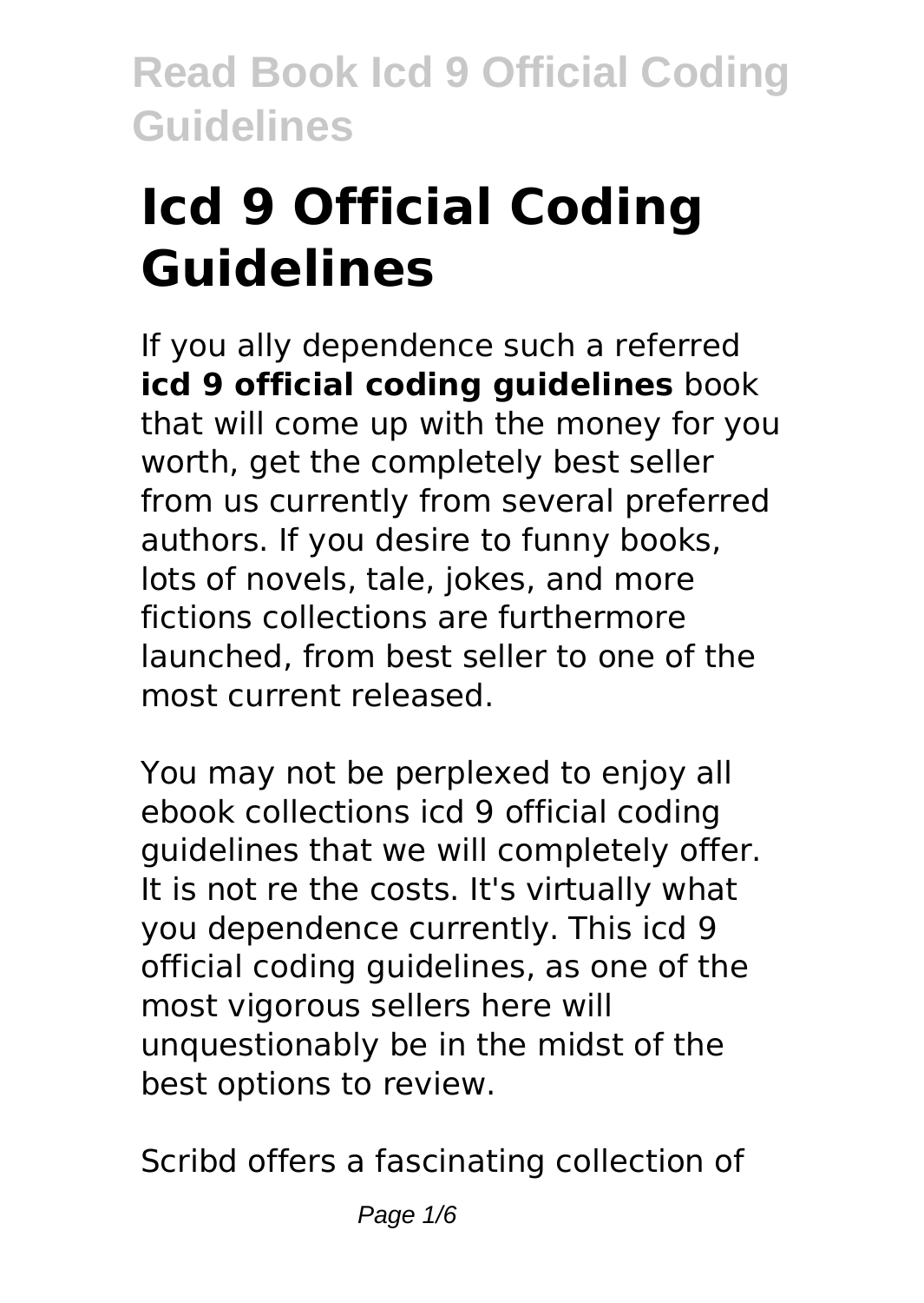# Icd 9 Official Coding Guidelines

If you ally dependence such a referred **icd 9 official coding guidelines** book that will come up with the money for you worth, get the completely best seller from us currently from several preferred authors. If you desire to funny books, lots of novels, tale, jokes, and more fictions collections are furthermore launched, from best seller to one of the most current released.

You may not be perplexed to enjoy all ebook collections icd 9 official coding guidelines that we will completely offer. It is not re the costs. It's virtually what you dependence currently. This icd 9 official coding guidelines, as one of the most vigorous sellers here will unquestionably be in the midst of the best options to review.

Scribd offers a fascinating collection of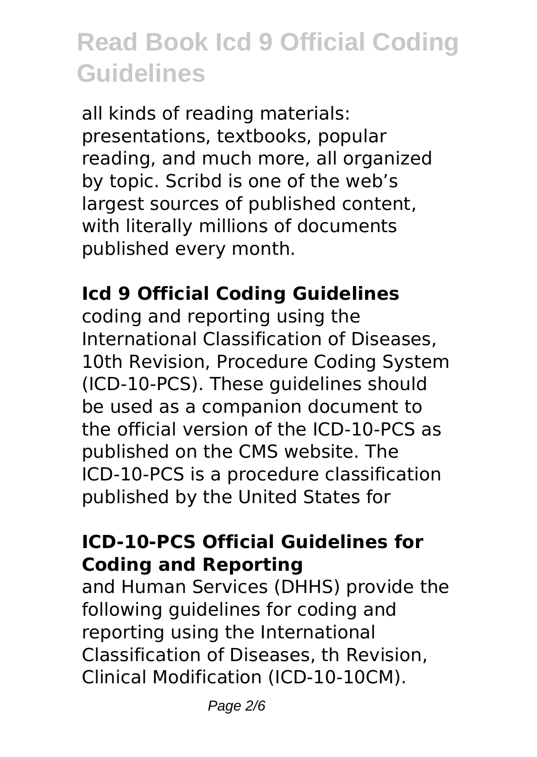all kinds of reading materials: presentations, textbooks, popular reading, and much more, all organized by topic. Scribd is one of the web's largest sources of published content, with literally millions of documents published every month.

### Icd 9 Official Coding Guidelines

coding and reporting using the International Classification of Diseases, 10th Revision, Procedure Coding System (ICD-10-PCS). These guidelines should be used as a companion document to the official version of the ICD-10-PCS as published on the CMS website. The ICD-10-PCS is a procedure classification published by the United States for

### ICD-10-PCS Official Guidelines for Coding and Reporting

and Human Services (DHHS) provide the following guidelines for coding and reporting using the International Classification of Diseases, th Revision, Clinical Modification (ICD-10-10CM).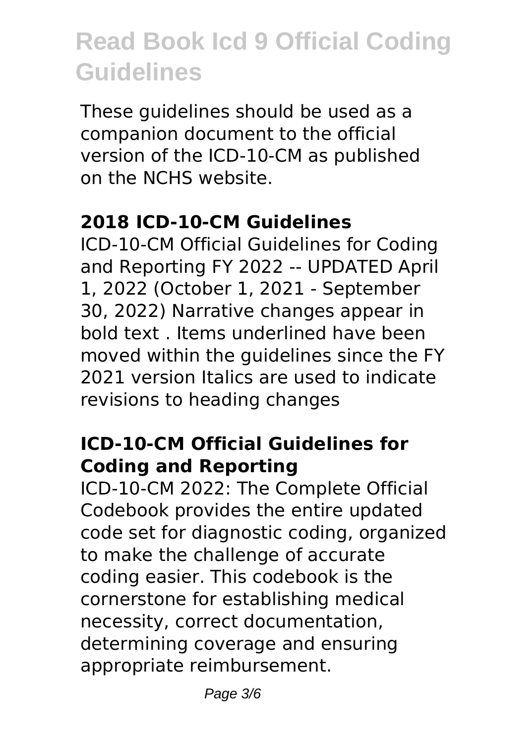These guidelines should be used as a companion document to the official version of the ICD-10-CM as published on the NCHS website.

### 2018 ICD-10-CM Guidelines

ICD-10-CM Official Guidelines for Coding and Reporting FY 2022 -- UPDATED April 1, 2022 (October 1, 2021 - September 30, 2022) Narrative changes appear in bold text . Items underlined have been moved within the guidelines since the FY 2021 version Italics are used to indicate revisions to heading changes

### ICD-10-CM Official Guidelines for Coding and Reporting

ICD-10-CM 2022: The Complete Official Codebook provides the entire updated code set for diagnostic coding, organized to make the challenge of accurate coding easier. This codebook is the cornerstone for establishing medical necessity, correct documentation, determining coverage and ensuring appropriate reimbursement.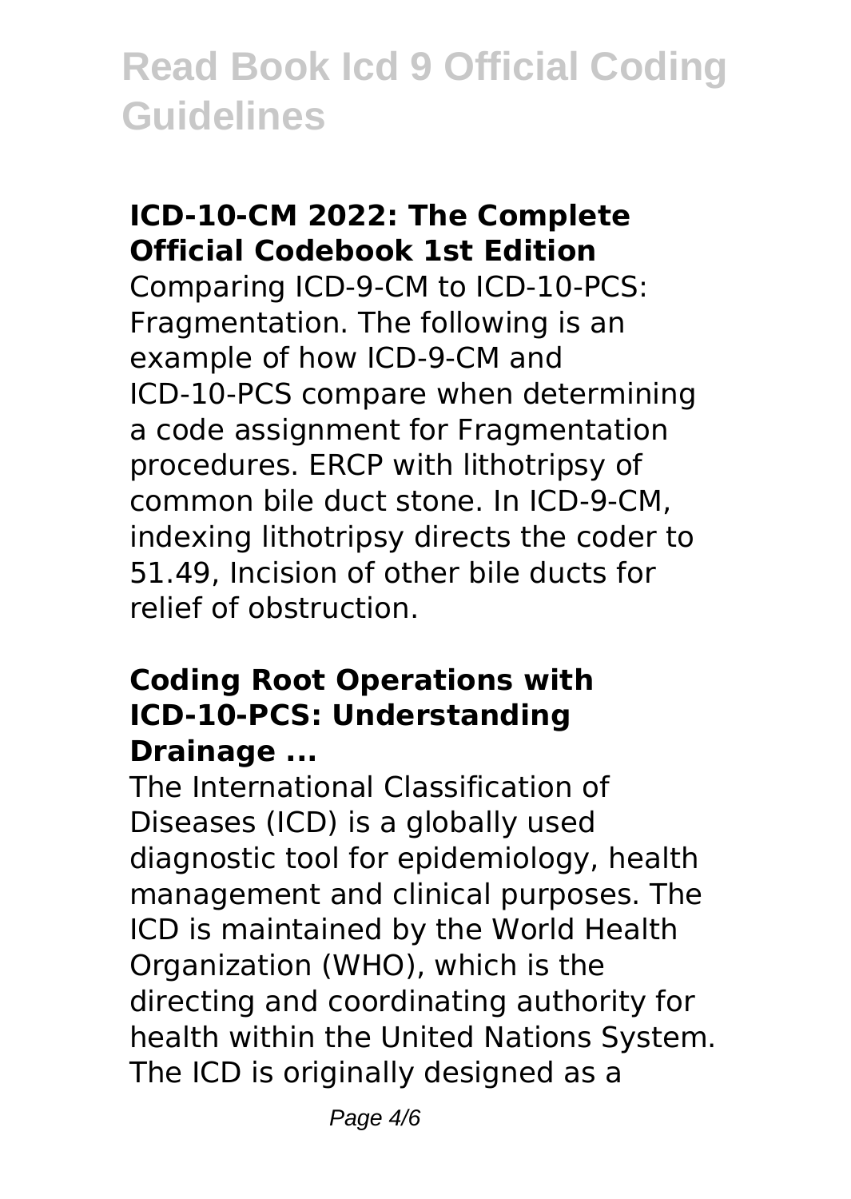## ICD-10-CM 2022: The Complete Official Codebook 1st Edition

Comparing ICD-9-CM to ICD-10-PCS: Fragmentation. The following is an example of how ICD-9-CM and ICD-10-PCS compare when determining a code assignment for Fragmentation procedures. ERCP with lithotripsy of common bile duct stone. In ICD-9-CM, indexing lithotripsy directs the coder to 51.49, Incision of other bile ducts for relief of obstruction.

## Coding Root Operations with ICD-10-PCS: Understanding Drainage ...

The International Classification of Diseases (ICD) is a globally used diagnostic tool for epidemiology, health management and clinical purposes. The ICD is maintained by the World Health Organization (WHO), which is the directing and coordinating authority for health within the United Nations System. The ICD is originally designed as a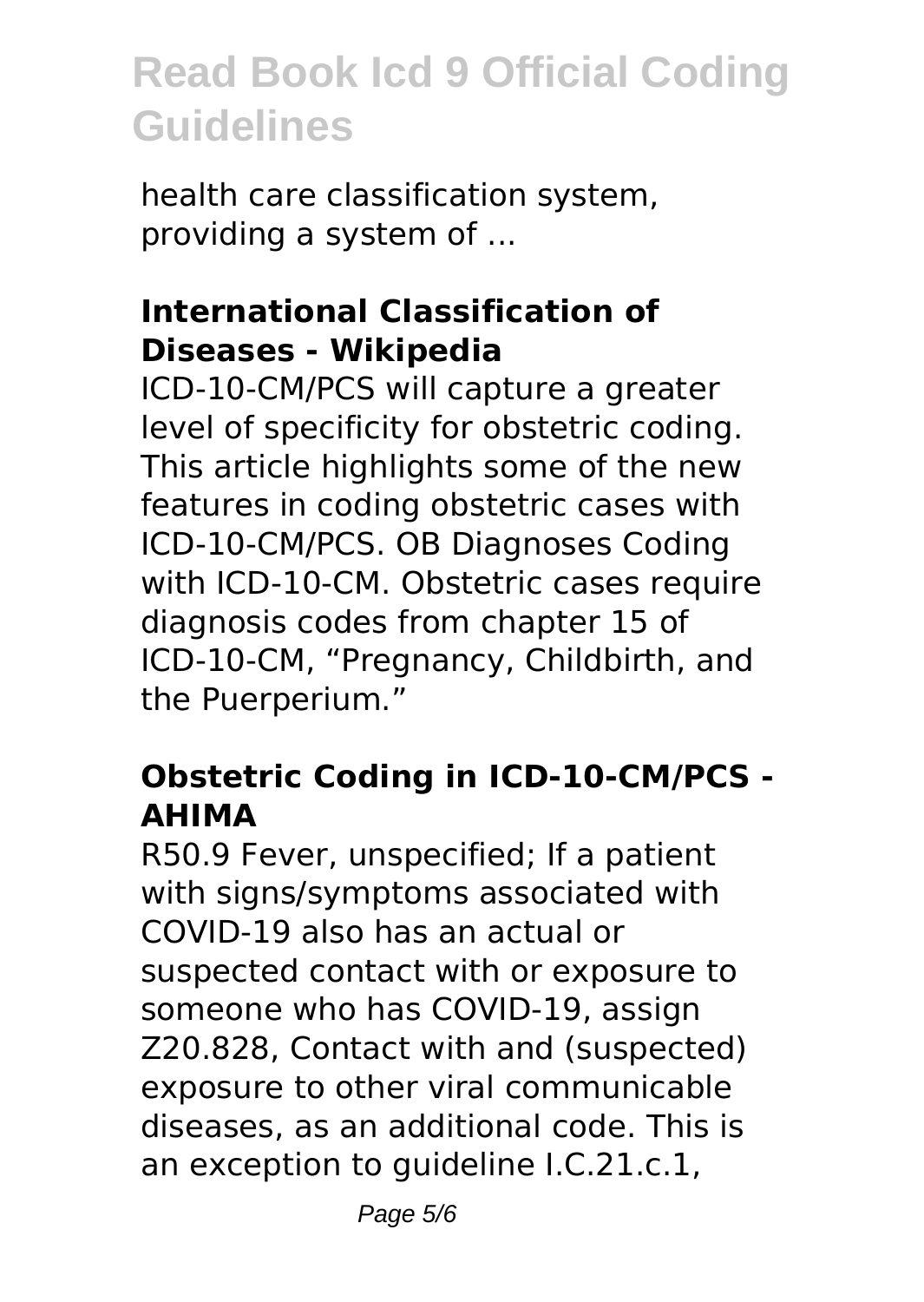health care classification system, providing a system of ...

### International Classification of Diseases - Wikipedia

ICD-10-CM/PCS will capture a greater level of specificity for obstetric coding. This article highlights some of the new features in coding obstetric cases with ICD-10-CM/PCS. OB Diagnoses Coding with ICD-10-CM. Obstetric cases require diagnosis codes from chapter 15 of ICD-10-CM, "Pregnancy, Childbirth, and the Puerperium."

### Obstetric Coding in ICD-10-CM/PCS - AHIMA

R50.9 Fever, unspecified; If a patient with signs/symptoms associated with COVID-19 also has an actual or suspected contact with or exposure to someone who has COVID-19, assign Z20.828, Contact with and (suspected) exposure to other viral communicable diseases, as an additional code. This is an exception to guideline I.C.21.c.1,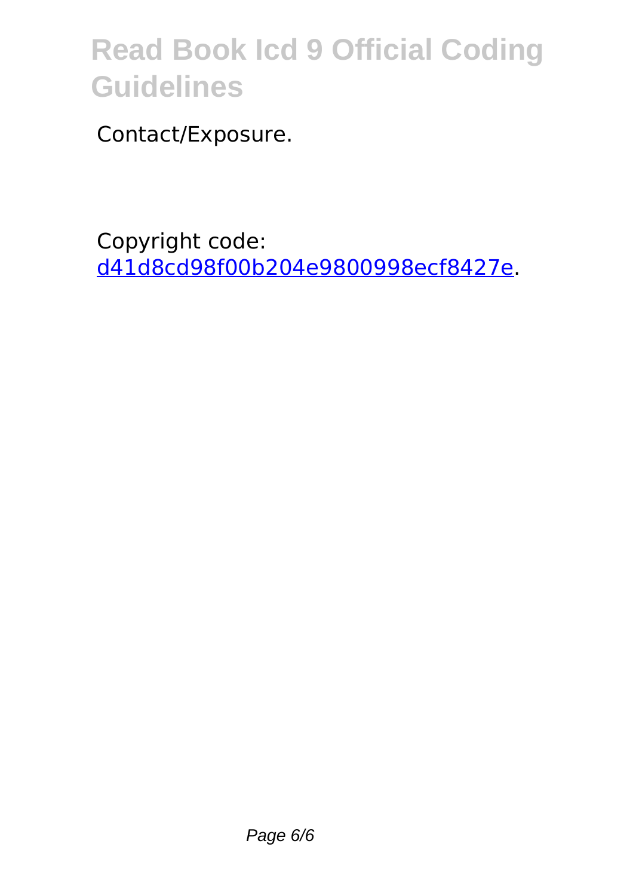Contact/Exposure.

Copyright code: [d41d8cd98f00b204e9800998ecf8427e](d41d8cd98f00b204e9800998ecf8427e).